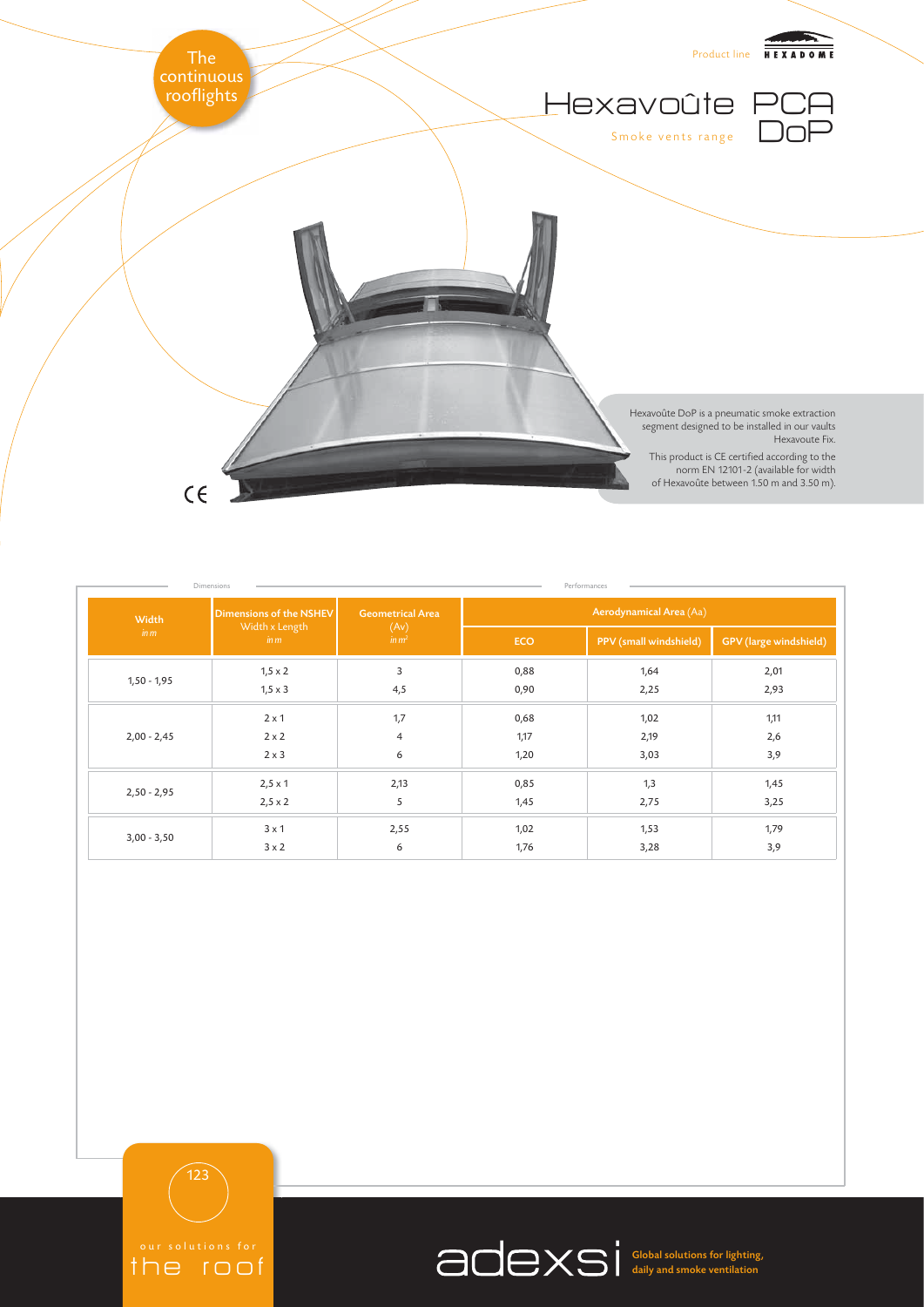The continuous rooflights

Product line HEXADOME

# Hexavoûte PCA DoP

Smoke vents range

Hexavoûte DoP is a pneumatic smoke extraction segment designed to be installed in our vaults Hexavoute Fix.

This product is CE certified according to the norm EN 12101-2 (available for width of Hexavoûte between 1.50 m and 3.50 m).

CE

| Dimensions | | | Performances | | |
|---|---|---|---|---|---|
| **Width** *in m* | **Dimensions of the NSHEV** Width x Length *in m* | **Geometrical Area** (Av) *in m²* | **Aerodynamical Area** (Aa) | | |
| | | | **ECO** | **PPV (small windshield)** | **GPV (large windshield)** |
| 1,50 - 1,95 | 1,5 x 2 | 3 | 0,88 | 1,64 | 2,01 |
| | 1,5 x 3 | 4,5 | 0,90 | 2,25 | 2,93 |
| 2,00 - 2,45 | 2 x 1 | 1,7 | 0,68 | 1,02 | 1,11 |
| | 2 x 2 | 4 | 1,17 | 2,19 | 2,6 |
| | 2 x 3 | 6 | 1,20 | 3,03 | 3,9 |
| 2,50 - 2,95 | 2,5 x 1 | 2,13 | 0,85 | 1,3 | 1,45 |
| | 2,5 x 2 | 5 | 1,45 | 2,75 | 3,25 |
| 3,00 - 3,50 | 3 x 1 | 2,55 | 1,02 | 1,53 | 1,79 |
| | 3 x 2 | 6 | 1,76 | 3,28 | 3,9 |

our solutions for the roof

adexsi Global solutions for lighting, daily and smoke ventilation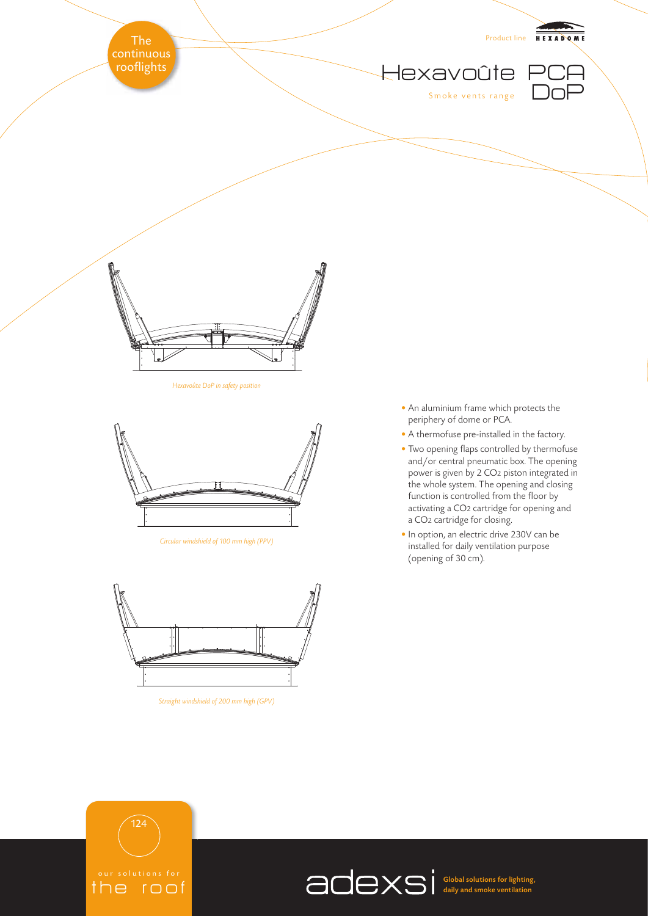The continuous rooflights

Product line HEXADOME

# Hexavoûte PCA DoP

Smoke vents range

*Hexavoûte DoP in safety position*

*Circular windshield of 100 mm high (PPV)*

*Straight windshield of 200 mm high (GPV)*

- An aluminium frame which protects the periphery of dome or PCA.
- A thermofuse pre-installed in the factory.
- Two opening flaps controlled by thermofuse and/or central pneumatic box. The opening power is given by 2 $CO_2$ piston integrated in the whole system. The opening and closing function is controlled from the floor by activating a $CO_2$ cartridge for opening and a $CO_2$ cartridge for closing.
- In option, an electric drive 230V can be installed for daily ventilation purpose (opening of 30 cm).

our solutions for the roof

adexsi Global solutions for lighting, daily and smoke ventilation